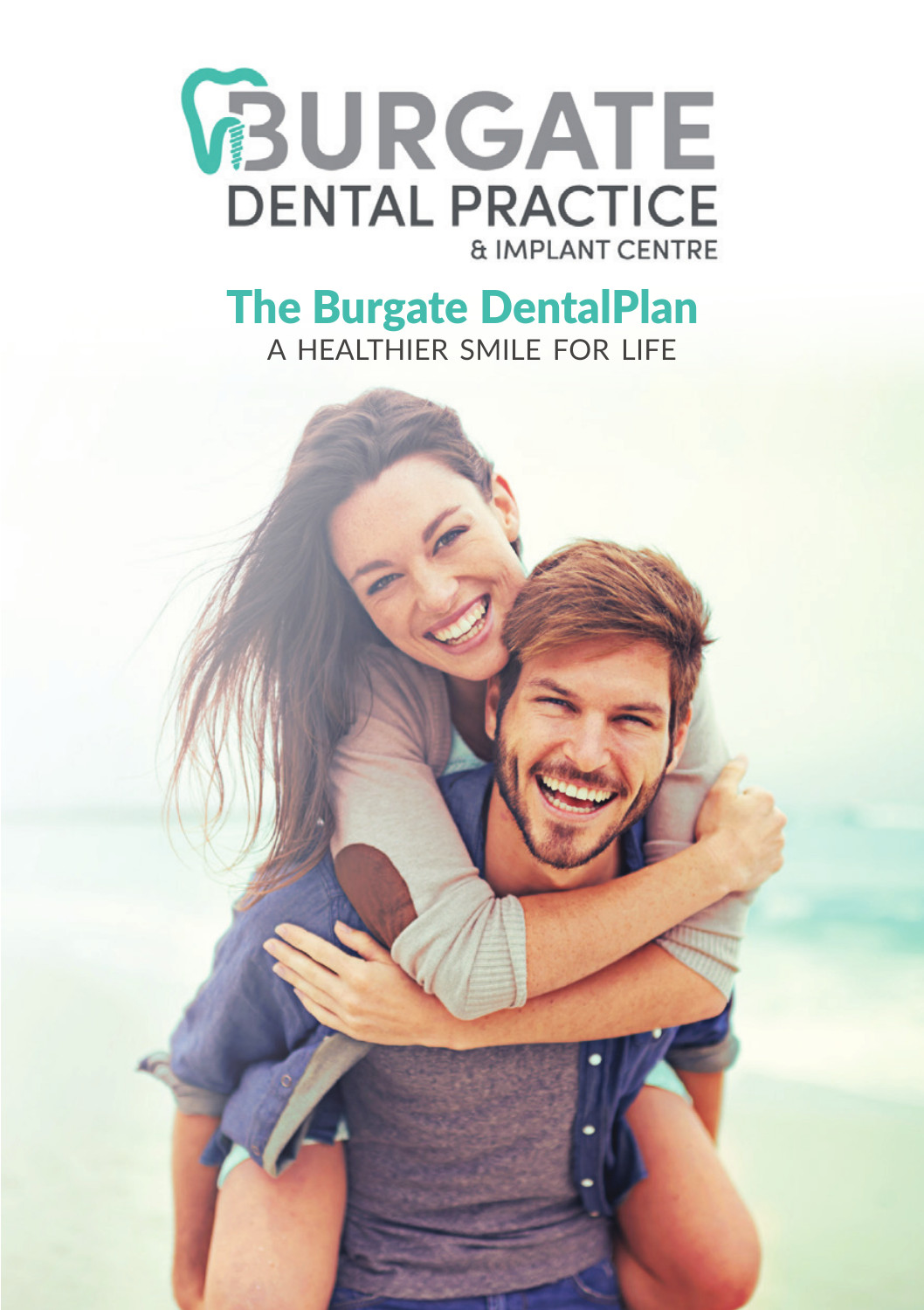# BURGATE DENTAL PRACTICE & IMPLANT CENTRE

## The Burgate DentalPlan

A HEALTHIER SMILE FOR LIFE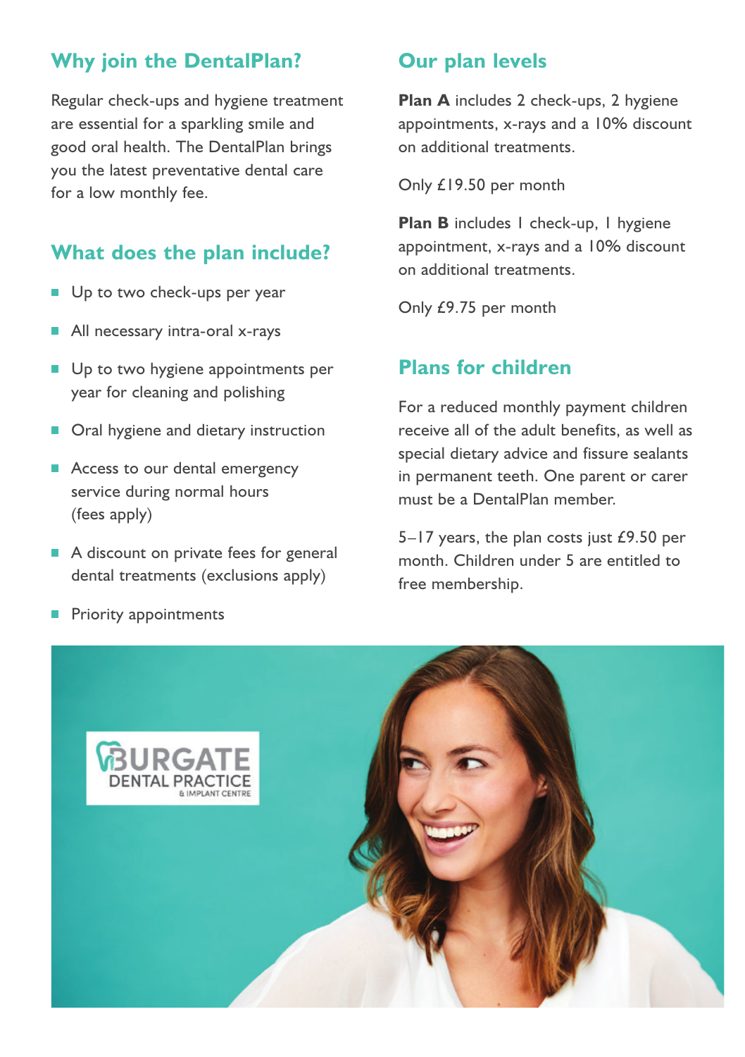## Why join the DentalPlan?

Regular check-ups and hygiene treatment are essential for a sparkling smile and good oral health. The DentalPlan brings you the latest preventative dental care for a low monthly fee.

## What does the plan include?

- Up to two check-ups per year
- All necessary intra-oral x-rays
- Up to two hygiene appointments per year for cleaning and polishing
- Oral hygiene and dietary instruction
- Access to our dental emergency service during normal hours (fees apply)
- A discount on private fees for general dental treatments (exclusions apply)
- Priority appointments

## Our plan levels

**Plan A** includes 2 check-ups, 2 hygiene appointments, x-rays and a 10% discount on additional treatments.

Only £19.50 per month

**Plan B** includes 1 check-up, 1 hygiene appointment, x-rays and a 10% discount on additional treatments.

Only £9.75 per month

## Plans for children

For a reduced monthly payment children receive all of the adult benefits, as well as special dietary advice and fissure sealants in permanent teeth. One parent or carer must be a DentalPlan member.

5–17 years, the plan costs just £9.50 per month. Children under 5 are entitled to free membership.

BURGATE DENTAL PRACTICE & IMPLANT CENTRE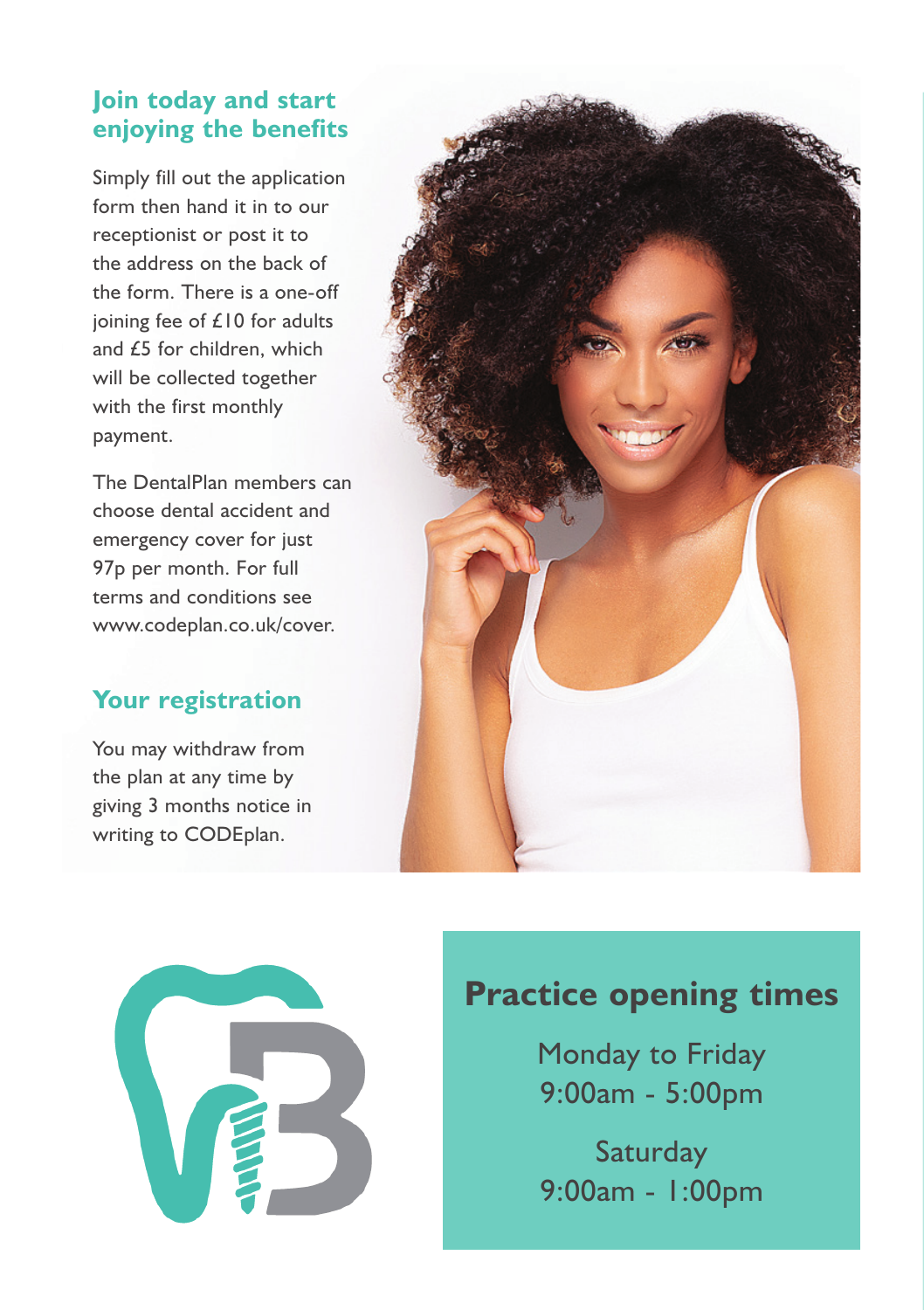## Join today and start enjoying the benefits

Simply fill out the application form then hand it in to our receptionist or post it to the address on the back of the form. There is a one-off joining fee of £10 for adults and £5 for children, which will be collected together with the first monthly payment.

The DentalPlan members can choose dental accident and emergency cover for just 97p per month. For full terms and conditions see www.codeplan.co.uk/cover.

## Your registration

You may withdraw from the plan at any time by giving 3 months notice in writing to CODEplan.

## Practice opening times

Monday to Friday
9:00am - 5:00pm

Saturday
9:00am - 1:00pm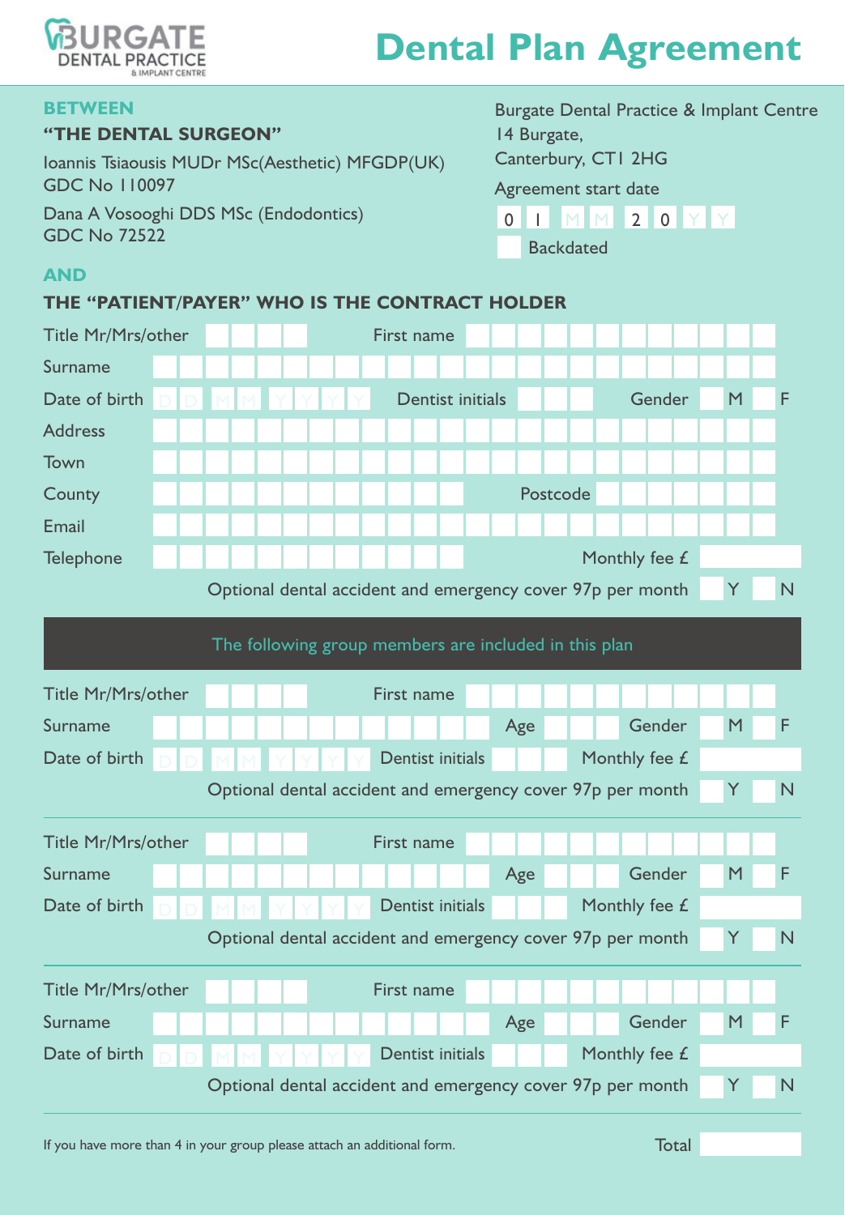BURGATE DENTAL PRACTICE & IMPLANT CENTRE

# Dental Plan Agreement

**BETWEEN**

**"THE DENTAL SURGEON"**

Ioannis Tsiaousis MUDr MSc(Aesthetic) MFGDP(UK)
GDC No 110097

Dana A Vosooghi DDS MSc (Endodontics)
GDC No 72522

Burgate Dental Practice & Implant Centre
14 Burgate,
Canterbury, CT1 2HG

Agreement start date

0 1 M M 2 0 Y Y

☐ Backdated

**AND**

**THE "PATIENT/PAYER" WHO IS THE CONTRACT HOLDER**

Title Mr/Mrs/other ____ First name ____

Surname ____

Date of birth D D M M Y Y Y Y Dentist initials ____ Gender ☐ M ☐ F

Address ____

Town ____

County ____ Postcode ____

Email ____

Telephone ____ Monthly fee £ ____

Optional dental accident and emergency cover 97p per month ☐ Y ☐ N

## The following group members are included in this plan

Title Mr/Mrs/other ____ First name ____

Surname ____ Age ____ Gender ☐ M ☐ F

Date of birth D D M M Y Y Y Y Dentist initials ____ Monthly fee £ ____

Optional dental accident and emergency cover 97p per month ☐ Y ☐ N

---

Title Mr/Mrs/other ____ First name ____

Surname ____ Age ____ Gender ☐ M ☐ F

Date of birth D D M M Y Y Y Y Dentist initials ____ Monthly fee £ ____

Optional dental accident and emergency cover 97p per month ☐ Y ☐ N

---

Title Mr/Mrs/other ____ First name ____

Surname ____ Age ____ Gender ☐ M ☐ F

Date of birth D D M M Y Y Y Y Dentist initials ____ Monthly fee £ ____

Optional dental accident and emergency cover 97p per month ☐ Y ☐ N

---

If you have more than 4 in your group please attach an additional form.

Total ____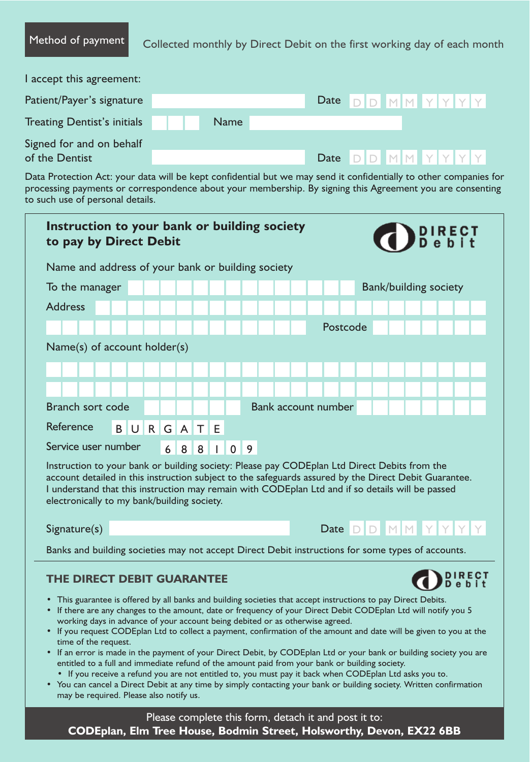**Method of payment** Collected monthly by Direct Debit on the first working day of each month

I accept this agreement:

Patient/Payer's signature ______________________ Date DD MM YYYY

Treating Dentist's initials ___ Name ______________________

Signed for and on behalf of the Dentist ______________________ Date DD MM YYYY

Data Protection Act: your data will be kept confidential but we may send it confidentially to other companies for processing payments or correspondence about your membership. By signing this Agreement you are consenting to such use of personal details.

## Instruction to your bank or building society to pay by Direct Debit

DIRECT Debit

Name and address of your bank or building society

To the manager ______________________ Bank/building society

Address ______________________

______________________ Postcode ______

Name(s) of account holder(s)

______________________

______________________

Branch sort code ______ Bank account number ______

Reference B U R G A T E

Service user number 6 8 8 1 0 9

Instruction to your bank or building society: Please pay CODEplan Ltd Direct Debits from the account detailed in this instruction subject to the safeguards assured by the Direct Debit Guarantee. I understand that this instruction may remain with CODEplan Ltd and if so details will be passed electronically to my bank/building society.

Signature(s) ______________________ Date DD MM YYYY

Banks and building societies may not accept Direct Debit instructions for some types of accounts.

## THE DIRECT DEBIT GUARANTEE

DIRECT Debit

- This guarantee is offered by all banks and building societies that accept instructions to pay Direct Debits.
- If there are any changes to the amount, date or frequency of your Direct Debit CODEplan Ltd will notify you 5 working days in advance of your account being debited or as otherwise agreed.
- If you request CODEplan Ltd to collect a payment, confirmation of the amount and date will be given to you at the time of the request.
- If an error is made in the payment of your Direct Debit, by CODEplan Ltd or your bank or building society you are entitled to a full and immediate refund of the amount paid from your bank or building society.
  - If you receive a refund you are not entitled to, you must pay it back when CODEplan Ltd asks you to.
- You can cancel a Direct Debit at any time by simply contacting your bank or building society. Written confirmation may be required. Please also notify us.

Please complete this form, detach it and post it to:
**CODEplan, Elm Tree House, Bodmin Street, Holsworthy, Devon, EX22 6BB**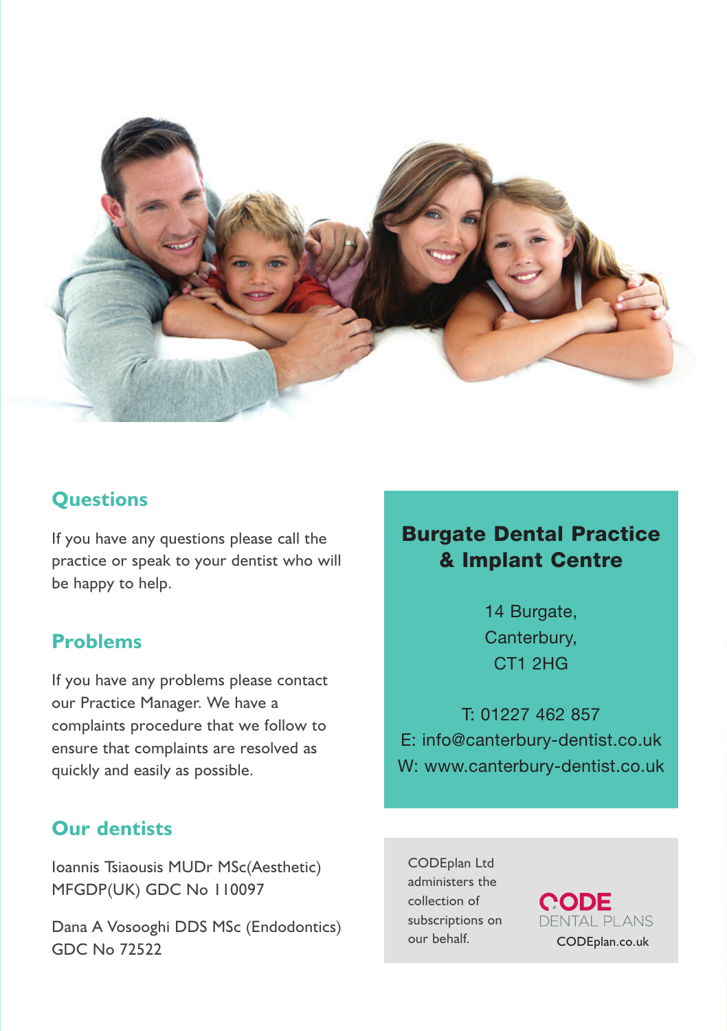## Questions

If you have any questions please call the practice or speak to your dentist who will be happy to help.

## Problems

If you have any problems please contact our Practice Manager. We have a complaints procedure that we follow to ensure that complaints are resolved as quickly and easily as possible.

## Our dentists

Ioannis Tsiaousis MUDr MSc(Aesthetic) MFGDP(UK) GDC No 110097

Dana A Vosooghi DDS MSc (Endodontics) GDC No 72522

## Burgate Dental Practice & Implant Centre

14 Burgate,
Canterbury,
CT1 2HG

T: 01227 462 857
E: info@canterbury-dentist.co.uk
W: www.canterbury-dentist.co.uk

CODEplan Ltd administers the collection of subscriptions on our behalf.

CODE DENTAL PLANS
CODEplan.co.uk